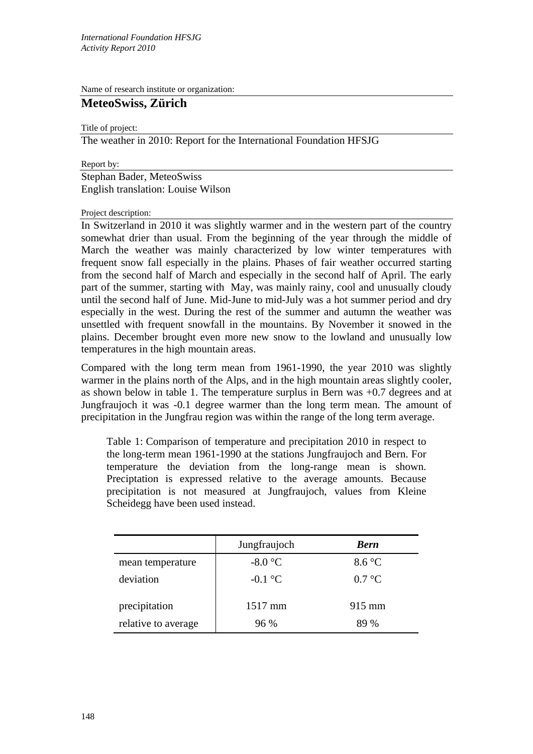*International Foundation HFSJG*
*Activity Report 2010*

Name of research institute or organization:

## MeteoSwiss, Zürich

Title of project:

The weather in 2010: Report for the International Foundation HFSJG

Report by:

Stephan Bader, MeteoSwiss
English translation: Louise Wilson

Project description:

In Switzerland in 2010 it was slightly warmer and in the western part of the country somewhat drier than usual. From the beginning of the year through the middle of March the weather was mainly characterized by low winter temperatures with frequent snow fall especially in the plains. Phases of fair weather occurred starting from the second half of March and especially in the second half of April. The early part of the summer, starting with May, was mainly rainy, cool and unusually cloudy until the second half of June. Mid-June to mid-July was a hot summer period and dry especially in the west. During the rest of the summer and autumn the weather was unsettled with frequent snowfall in the mountains. By November it snowed in the plains. December brought even more new snow to the lowland and unusually low temperatures in the high mountain areas.

Compared with the long term mean from 1961-1990, the year 2010 was slightly warmer in the plains north of the Alps, and in the high mountain areas slightly cooler, as shown below in table 1. The temperature surplus in Bern was +0.7 degrees and at Jungfraujoch it was -0.1 degree warmer than the long term mean. The amount of precipitation in the Jungfrau region was within the range of the long term average.

Table 1: Comparison of temperature and precipitation 2010 in respect to the long-term mean 1961-1990 at the stations Jungfraujoch and Bern. For temperature the deviation from the long-range mean is shown. Preciptation is expressed relative to the average amounts. Because precipitation is not measured at Jungfraujoch, values from Kleine Scheidegg have been used instead.

| | Jungfraujoch | ***Bern*** |
|---|---|---|
| mean temperature | -8.0 °C | 8.6 °C |
| deviation | -0.1 °C | 0.7 °C |
| precipitation | 1517 mm | 915 mm |
| relative to average | 96 % | 89 % |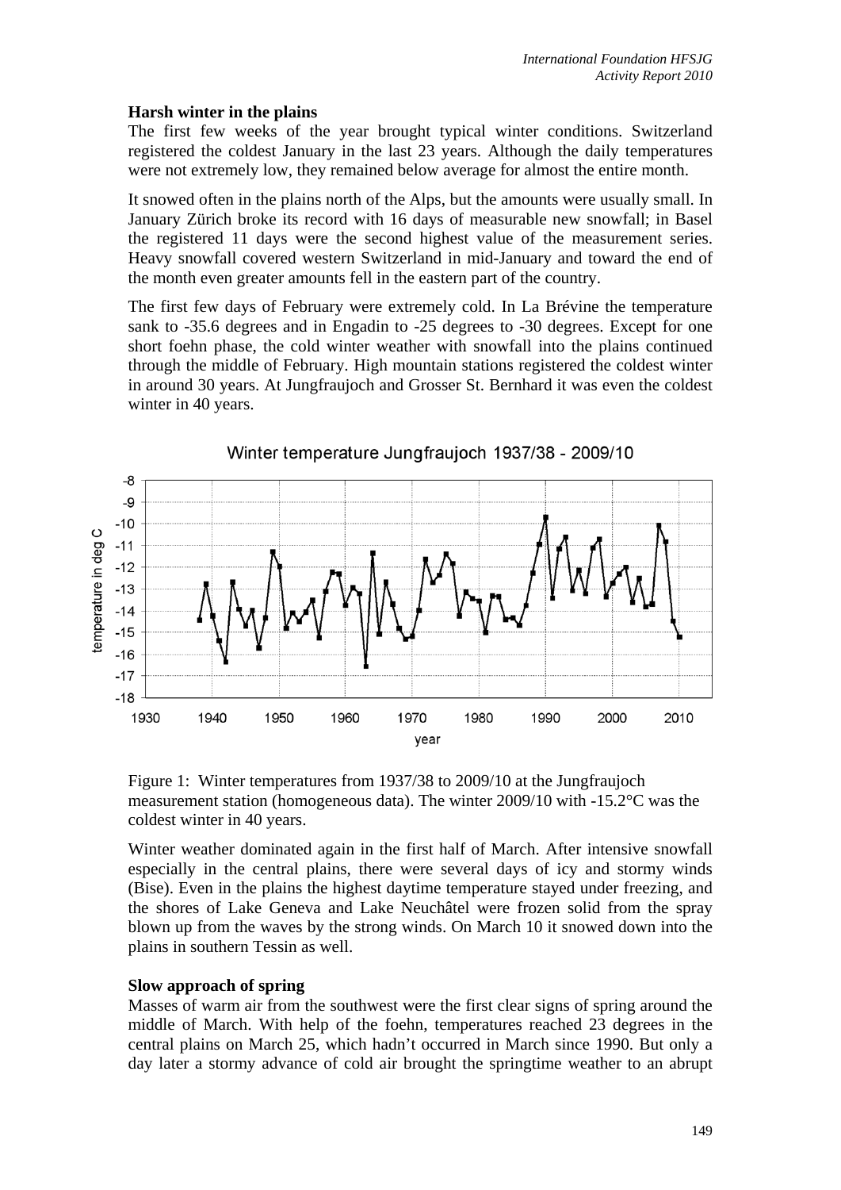### Harsh winter in the plains

The first few weeks of the year brought typical winter conditions. Switzerland registered the coldest January in the last 23 years. Although the daily temperatures were not extremely low, they remained below average for almost the entire month.

It snowed often in the plains north of the Alps, but the amounts were usually small. In January Zürich broke its record with 16 days of measurable new snowfall; in Basel the registered 11 days were the second highest value of the measurement series. Heavy snowfall covered western Switzerland in mid-January and toward the end of the month even greater amounts fell in the eastern part of the country.

The first few days of February were extremely cold. In La Brévine the temperature sank to -35.6 degrees and in Engadin to -25 degrees to -30 degrees. Except for one short foehn phase, the cold winter weather with snowfall into the plains continued through the middle of February. High mountain stations registered the coldest winter in around 30 years. At Jungfraujoch and Grosser St. Bernhard it was even the coldest winter in 40 years.

Figure 1: Winter temperatures from 1937/38 to 2009/10 at the Jungfraujoch measurement station (homogeneous data). The winter 2009/10 with -15.2°C was the coldest winter in 40 years.

Winter weather dominated again in the first half of March. After intensive snowfall especially in the central plains, there were several days of icy and stormy winds (Bise). Even in the plains the highest daytime temperature stayed under freezing, and the shores of Lake Geneva and Lake Neuchâtel were frozen solid from the spray blown up from the waves by the strong winds. On March 10 it snowed down into the plains in southern Tessin as well.

### Slow approach of spring

Masses of warm air from the southwest were the first clear signs of spring around the middle of March. With help of the foehn, temperatures reached 23 degrees in the central plains on March 25, which hadn't occurred in March since 1990. But only a day later a stormy advance of cold air brought the springtime weather to an abrupt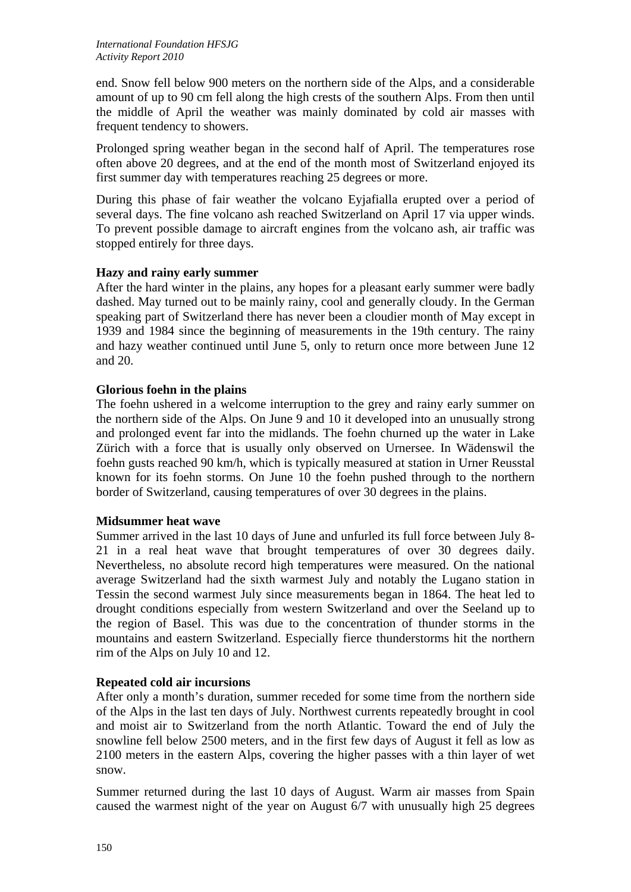end. Snow fell below 900 meters on the northern side of the Alps, and a considerable amount of up to 90 cm fell along the high crests of the southern Alps. From then until the middle of April the weather was mainly dominated by cold air masses with frequent tendency to showers.

Prolonged spring weather began in the second half of April. The temperatures rose often above 20 degrees, and at the end of the month most of Switzerland enjoyed its first summer day with temperatures reaching 25 degrees or more.

During this phase of fair weather the volcano Eyjafialla erupted over a period of several days. The fine volcano ash reached Switzerland on April 17 via upper winds. To prevent possible damage to aircraft engines from the volcano ash, air traffic was stopped entirely for three days.

**Hazy and rainy early summer**

After the hard winter in the plains, any hopes for a pleasant early summer were badly dashed. May turned out to be mainly rainy, cool and generally cloudy. In the German speaking part of Switzerland there has never been a cloudier month of May except in 1939 and 1984 since the beginning of measurements in the 19th century. The rainy and hazy weather continued until June 5, only to return once more between June 12 and 20.

**Glorious foehn in the plains**

The foehn ushered in a welcome interruption to the grey and rainy early summer on the northern side of the Alps. On June 9 and 10 it developed into an unusually strong and prolonged event far into the midlands. The foehn churned up the water in Lake Zürich with a force that is usually only observed on Urnersee. In Wädenswil the foehn gusts reached 90 km/h, which is typically measured at station in Urner Reusstal known for its foehn storms. On June 10 the foehn pushed through to the northern border of Switzerland, causing temperatures of over 30 degrees in the plains.

**Midsummer heat wave**

Summer arrived in the last 10 days of June and unfurled its full force between July 8-21 in a real heat wave that brought temperatures of over 30 degrees daily. Nevertheless, no absolute record high temperatures were measured. On the national average Switzerland had the sixth warmest July and notably the Lugano station in Tessin the second warmest July since measurements began in 1864. The heat led to drought conditions especially from western Switzerland and over the Seeland up to the region of Basel. This was due to the concentration of thunder storms in the mountains and eastern Switzerland. Especially fierce thunderstorms hit the northern rim of the Alps on July 10 and 12.

**Repeated cold air incursions**

After only a month's duration, summer receded for some time from the northern side of the Alps in the last ten days of July. Northwest currents repeatedly brought in cool and moist air to Switzerland from the north Atlantic. Toward the end of July the snowline fell below 2500 meters, and in the first few days of August it fell as low as 2100 meters in the eastern Alps, covering the higher passes with a thin layer of wet snow.

Summer returned during the last 10 days of August. Warm air masses from Spain caused the warmest night of the year on August 6/7 with unusually high 25 degrees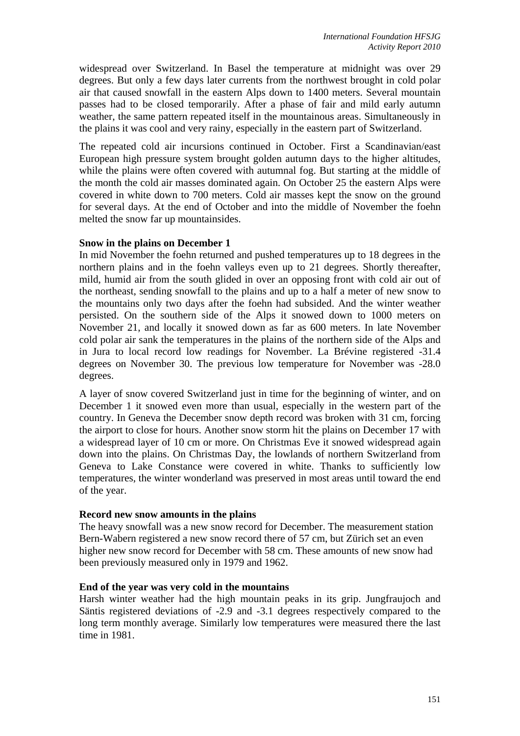widespread over Switzerland. In Basel the temperature at midnight was over 29 degrees. But only a few days later currents from the northwest brought in cold polar air that caused snowfall in the eastern Alps down to 1400 meters. Several mountain passes had to be closed temporarily. After a phase of fair and mild early autumn weather, the same pattern repeated itself in the mountainous areas. Simultaneously in the plains it was cool and very rainy, especially in the eastern part of Switzerland.

The repeated cold air incursions continued in October. First a Scandinavian/east European high pressure system brought golden autumn days to the higher altitudes, while the plains were often covered with autumnal fog. But starting at the middle of the month the cold air masses dominated again. On October 25 the eastern Alps were covered in white down to 700 meters. Cold air masses kept the snow on the ground for several days. At the end of October and into the middle of November the foehn melted the snow far up mountainsides.

**Snow in the plains on December 1**

In mid November the foehn returned and pushed temperatures up to 18 degrees in the northern plains and in the foehn valleys even up to 21 degrees. Shortly thereafter, mild, humid air from the south glided in over an opposing front with cold air out of the northeast, sending snowfall to the plains and up to a half a meter of new snow to the mountains only two days after the foehn had subsided. And the winter weather persisted. On the southern side of the Alps it snowed down to 1000 meters on November 21, and locally it snowed down as far as 600 meters. In late November cold polar air sank the temperatures in the plains of the northern side of the Alps and in Jura to local record low readings for November. La Brévine registered -31.4 degrees on November 30. The previous low temperature for November was -28.0 degrees.

A layer of snow covered Switzerland just in time for the beginning of winter, and on December 1 it snowed even more than usual, especially in the western part of the country. In Geneva the December snow depth record was broken with 31 cm, forcing the airport to close for hours. Another snow storm hit the plains on December 17 with a widespread layer of 10 cm or more. On Christmas Eve it snowed widespread again down into the plains. On Christmas Day, the lowlands of northern Switzerland from Geneva to Lake Constance were covered in white. Thanks to sufficiently low temperatures, the winter wonderland was preserved in most areas until toward the end of the year.

**Record new snow amounts in the plains**

The heavy snowfall was a new snow record for December. The measurement station Bern-Wabern registered a new snow record there of 57 cm, but Zürich set an even higher new snow record for December with 58 cm. These amounts of new snow had been previously measured only in 1979 and 1962.

**End of the year was very cold in the mountains**

Harsh winter weather had the high mountain peaks in its grip. Jungfraujoch and Säntis registered deviations of -2.9 and -3.1 degrees respectively compared to the long term monthly average. Similarly low temperatures were measured there the last time in 1981.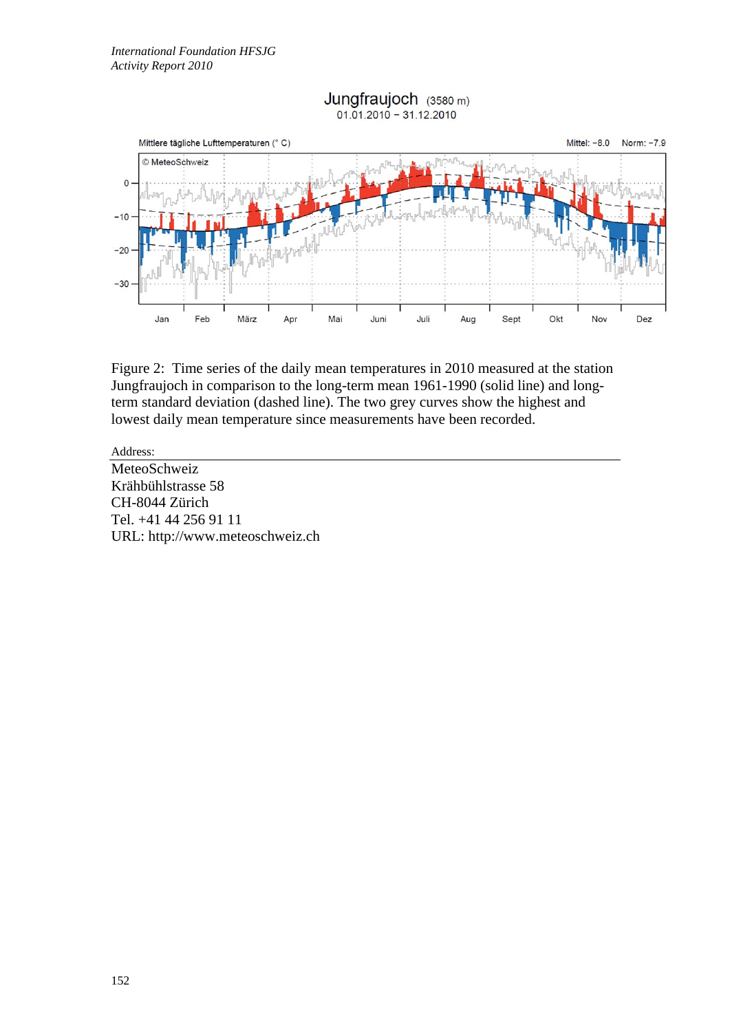Jungfraujoch (3580 m)
01.01.2010 – 31.12.2010

Mittlere tägliche Lufttemperaturen (° C)

Mittel: −8.0 Norm: −7.9

© MeteoSchweiz

0
−10
−20
−30

Jan Feb März Apr Mai Juni Juli Aug Sept Okt Nov Dez

Figure 2: Time series of the daily mean temperatures in 2010 measured at the station Jungfraujoch in comparison to the long-term mean 1961-1990 (solid line) and long-term standard deviation (dashed line). The two grey curves show the highest and lowest daily mean temperature since measurements have been recorded.

Address:

MeteoSchweiz
Krähbühlstrasse 58
CH-8044 Zürich
Tel. +41 44 256 91 11
URL: http://www.meteoschweiz.ch